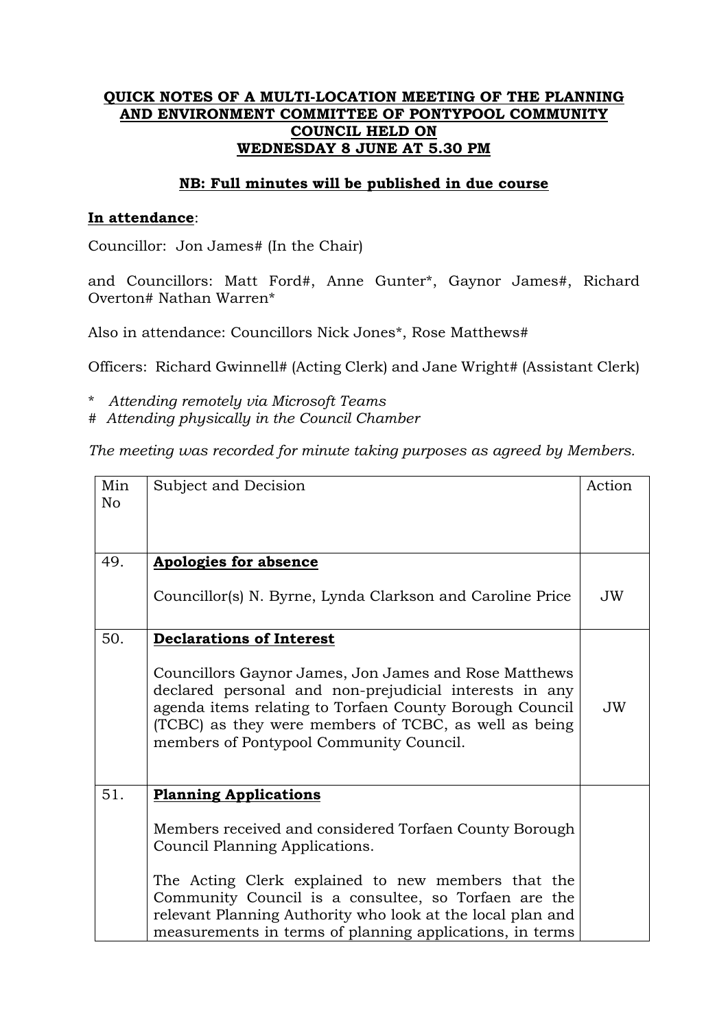**QUICK NOTES OF A MULTI-LOCATION MEETING OF THE PLANNING AND ENVIRONMENT COMMITTEE OF PONTYPOOL COMMUNITY COUNCIL HELD ON WEDNESDAY 8 JUNE AT 5.30 PM**

**NB: Full minutes will be published in due course**

**In attendance**:

Councillor: Jon James# (In the Chair)

and Councillors: Matt Ford#, Anne Gunter*, Gaynor James#, Richard Overton# Nathan Warren*

Also in attendance: Councillors Nick Jones*, Rose Matthews#

Officers: Richard Gwinnell# (Acting Clerk) and Jane Wright# (Assistant Clerk)

\* *Attending remotely via Microsoft Teams*
\# *Attending physically in the Council Chamber*

*The meeting was recorded for minute taking purposes as agreed by Members.*

| Min No | Subject and Decision | Action |
|---|---|---|
| 49. | **Apologies for absence**<br><br>Councillor(s) N. Byrne, Lynda Clarkson and Caroline Price | JW |
| 50. | **Declarations of Interest**<br><br>Councillors Gaynor James, Jon James and Rose Matthews declared personal and non-prejudicial interests in any agenda items relating to Torfaen County Borough Council (TCBC) as they were members of TCBC, as well as being members of Pontypool Community Council. | JW |
| 51. | **Planning Applications**<br><br>Members received and considered Torfaen County Borough Council Planning Applications.<br><br>The Acting Clerk explained to new members that the Community Council is a consultee, so Torfaen are the relevant Planning Authority who look at the local plan and measurements in terms of planning applications, in terms | |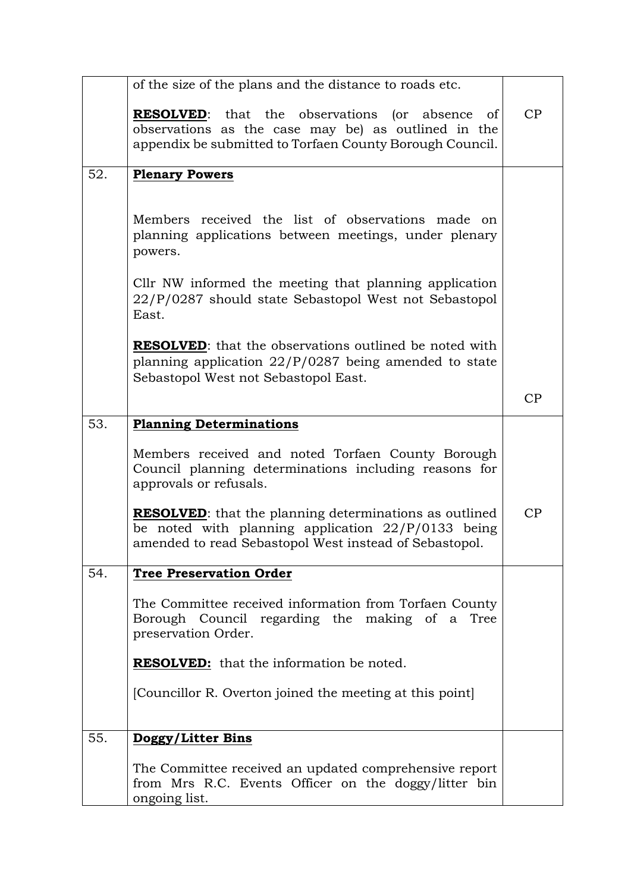|  |  |  |
|---|---|---|
|  | of the size of the plans and the distance to roads etc.<br><br>**RESOLVED**: that the observations (or absence of observations as the case may be) as outlined in the appendix be submitted to Torfaen County Borough Council. | CP |
| 52. | **Plenary Powers**<br><br>Members received the list of observations made on planning applications between meetings, under plenary powers.<br><br>Cllr NW informed the meeting that planning application 22/P/0287 should state Sebastopol West not Sebastopol East.<br><br>**RESOLVED**: that the observations outlined be noted with planning application 22/P/0287 being amended to state Sebastopol West not Sebastopol East. | CP |
| 53. | **Planning Determinations**<br><br>Members received and noted Torfaen County Borough Council planning determinations including reasons for approvals or refusals.<br><br>**RESOLVED**: that the planning determinations as outlined be noted with planning application 22/P/0133 being amended to read Sebastopol West instead of Sebastopol. | CP |
| 54. | **Tree Preservation Order**<br><br>The Committee received information from Torfaen County Borough Council regarding the making of a Tree preservation Order.<br><br>**RESOLVED:** that the information be noted.<br><br>[Councillor R. Overton joined the meeting at this point] |  |
| 55. | **Doggy/Litter Bins**<br><br>The Committee received an updated comprehensive report from Mrs R.C. Events Officer on the doggy/litter bin ongoing list. |  |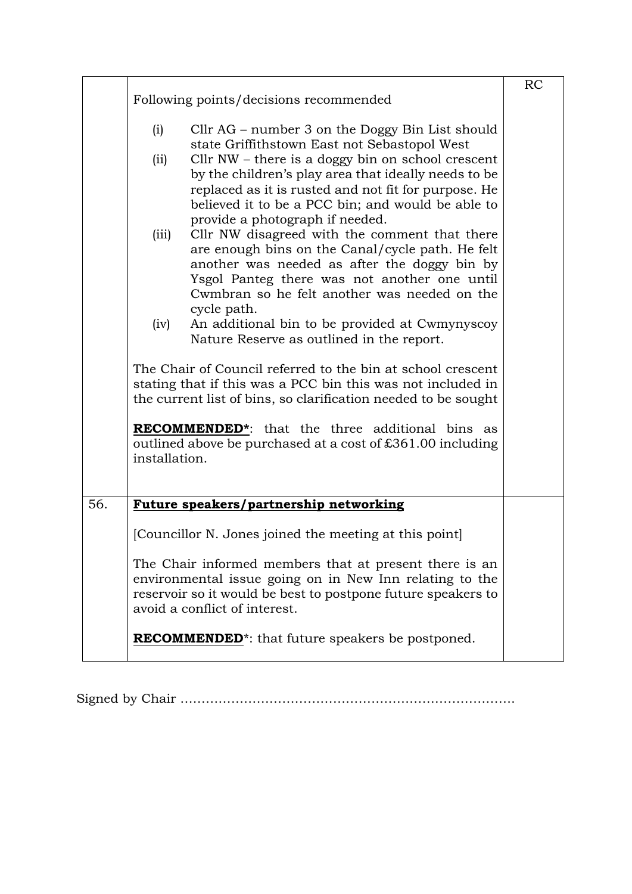| | | |
|---|---|---|
| | Following points/decisions recommended<br><br>(i) Cllr AG – number 3 on the Doggy Bin List should state Griffithstown East not Sebastopol West<br>(ii) Cllr NW – there is a doggy bin on school crescent by the children's play area that ideally needs to be replaced as it is rusted and not fit for purpose. He believed it to be a PCC bin; and would be able to provide a photograph if needed.<br>(iii) Cllr NW disagreed with the comment that there are enough bins on the Canal/cycle path. He felt another was needed as after the doggy bin by Ysgol Panteg there was not another one until Cwmbran so he felt another was needed on the cycle path.<br>(iv) An additional bin to be provided at Cwmynyscoy Nature Reserve as outlined in the report.<br><br>The Chair of Council referred to the bin at school crescent stating that if this was a PCC bin this was not included in the current list of bins, so clarification needed to be sought<br><br>**RECOMMENDED***: that the three additional bins as outlined above be purchased at a cost of £361.00 including installation. | RC |
| 56. | **Future speakers/partnership networking**<br><br>[Councillor N. Jones joined the meeting at this point]<br><br>The Chair informed members that at present there is an environmental issue going on in New Inn relating to the reservoir so it would be best to postpone future speakers to avoid a conflict of interest.<br><br>**RECOMMENDED***: that future speakers be postponed. | |

Signed by Chair ……………………………………………………………………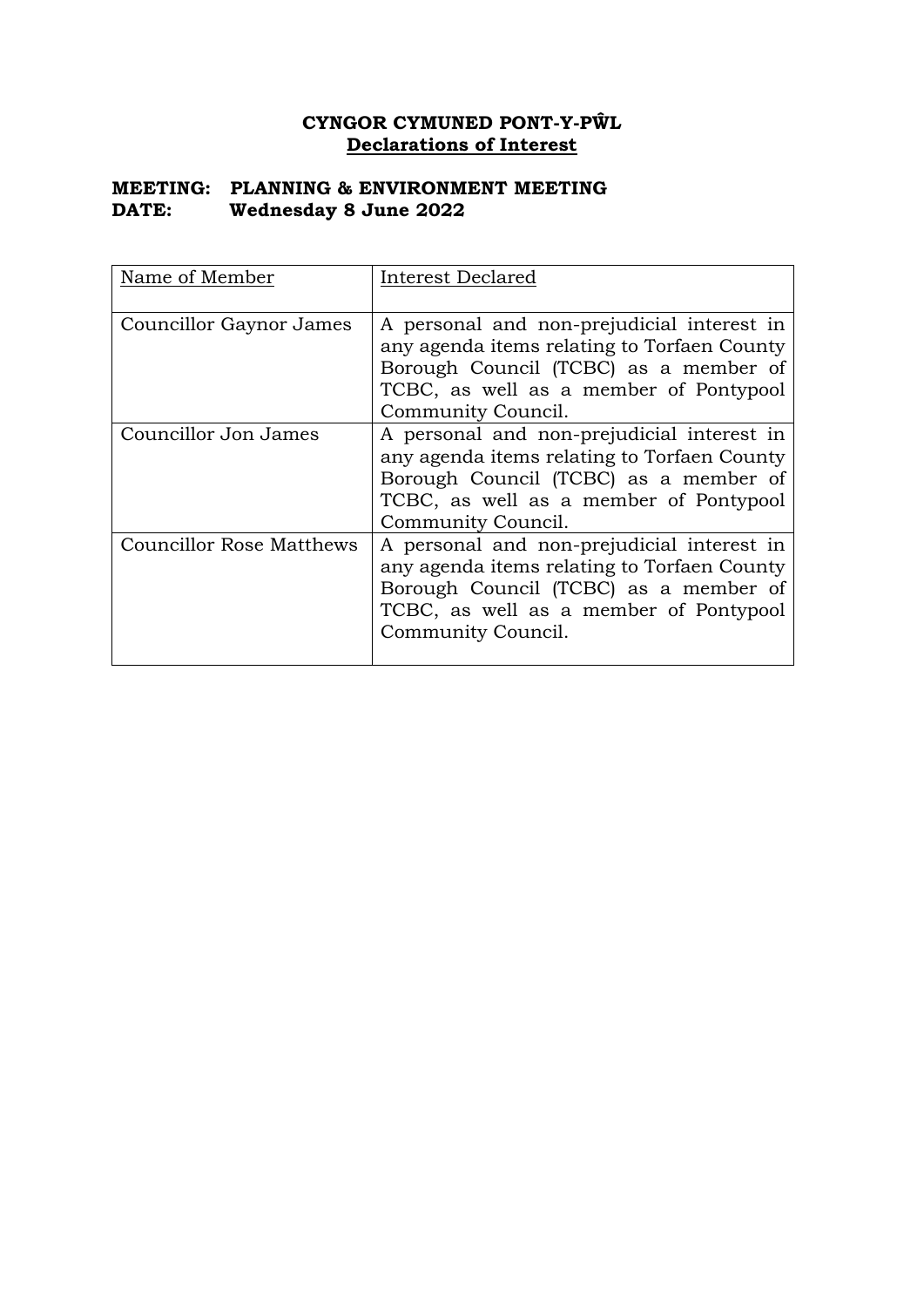**CYNGOR CYMUNED PONT-Y-PŴL**
**Declarations of Interest**

**MEETING: PLANNING & ENVIRONMENT MEETING**
**DATE: Wednesday 8 June 2022**

| Name of Member | Interest Declared |
|---|---|
| Councillor Gaynor James | A personal and non-prejudicial interest in any agenda items relating to Torfaen County Borough Council (TCBC) as a member of TCBC, as well as a member of Pontypool Community Council. |
| Councillor Jon James | A personal and non-prejudicial interest in any agenda items relating to Torfaen County Borough Council (TCBC) as a member of TCBC, as well as a member of Pontypool Community Council. |
| Councillor Rose Matthews | A personal and non-prejudicial interest in any agenda items relating to Torfaen County Borough Council (TCBC) as a member of TCBC, as well as a member of Pontypool Community Council. |